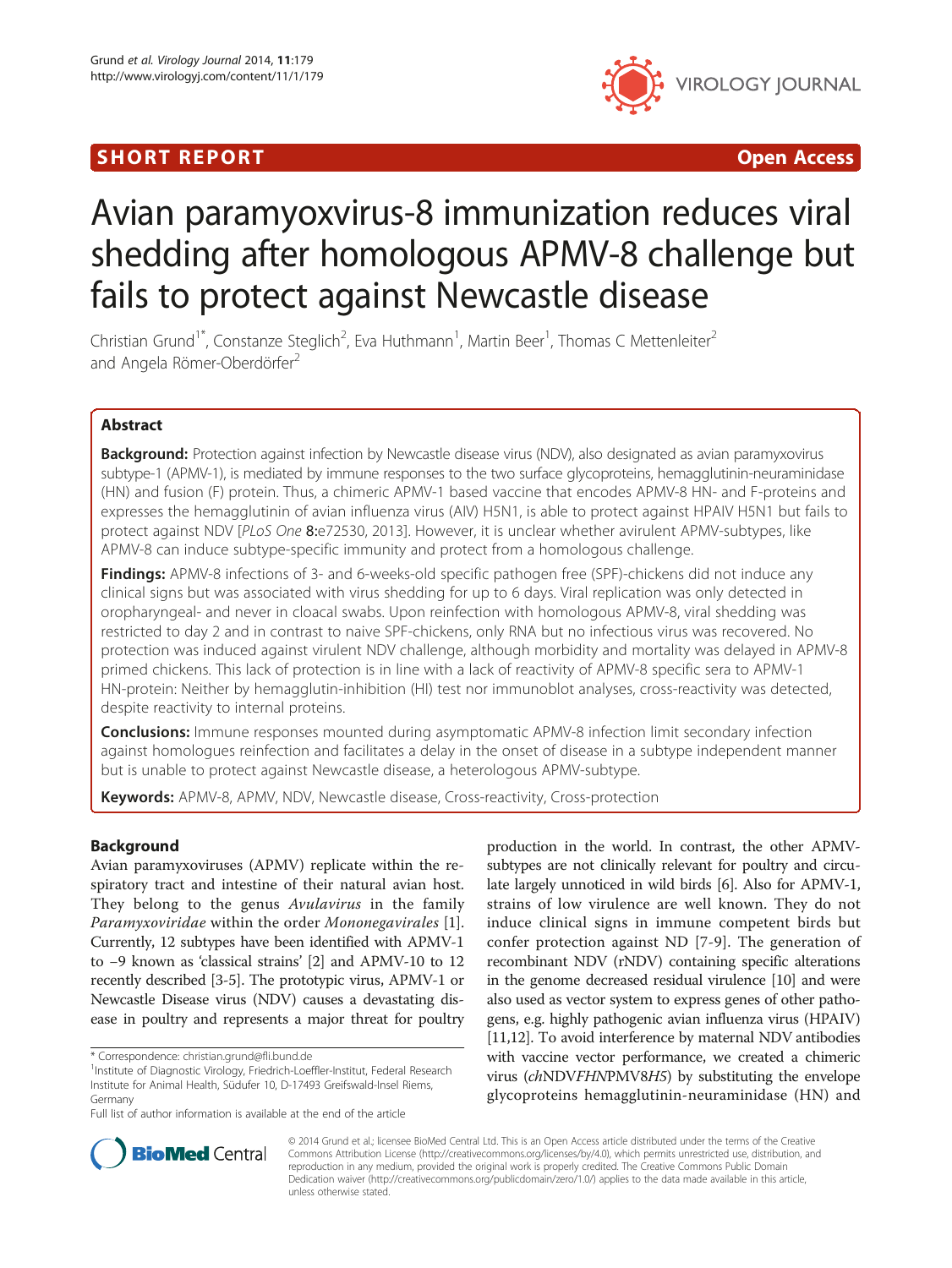**SHORT REPORT** **Open Access**

# Avian paramyoxvirus-8 immunization reduces viral shedding after homologous APMV-8 challenge but fails to protect against Newcastle disease

Christian Grund[1*], Constanze Steglich[2], Eva Huthmann[1], Martin Beer[1], Thomas C Mettenleiter[2] and Angela Römer-Oberdörfer[2]

## Abstract

**Background:** Protection against infection by Newcastle disease virus (NDV), also designated as avian paramyxovirus subtype-1 (APMV-1), is mediated by immune responses to the two surface glycoproteins, hemagglutinin-neuraminidase (HN) and fusion (F) protein. Thus, a chimeric APMV-1 based vaccine that encodes APMV-8 HN- and F-proteins and expresses the hemagglutinin of avian influenza virus (AIV) H5N1, is able to protect against HPAIV H5N1 but fails to protect against NDV [*PLoS One* **8**:e72530, 2013]. However, it is unclear whether avirulent APMV-subtypes, like APMV-8 can induce subtype-specific immunity and protect from a homologous challenge.

**Findings:** APMV-8 infections of 3- and 6-weeks-old specific pathogen free (SPF)-chickens did not induce any clinical signs but was associated with virus shedding for up to 6 days. Viral replication was only detected in oropharyngeal- and never in cloacal swabs. Upon reinfection with homologous APMV-8, viral shedding was restricted to day 2 and in contrast to naive SPF-chickens, only RNA but no infectious virus was recovered. No protection was induced against virulent NDV challenge, although morbidity and mortality was delayed in APMV-8 primed chickens. This lack of protection is in line with a lack of reactivity of APMV-8 specific sera to APMV-1 HN-protein: Neither by hemagglutin-inhibition (HI) test nor immunoblot analyses, cross-reactivity was detected, despite reactivity to internal proteins.

**Conclusions:** Immune responses mounted during asymptomatic APMV-8 infection limit secondary infection against homologues reinfection and facilitates a delay in the onset of disease in a subtype independent manner but is unable to protect against Newcastle disease, a heterologous APMV-subtype.

**Keywords:** APMV-8, APMV, NDV, Newcastle disease, Cross-reactivity, Cross-protection

## Background

Avian paramyxoviruses (APMV) replicate within the respiratory tract and intestine of their natural avian host. They belong to the genus *Avulavirus* in the family *Paramyxoviridae* within the order *Mononegavirales* [1]. Currently, 12 subtypes have been identified with APMV-1 to −9 known as 'classical strains' [2] and APMV-10 to 12 recently described [3-5]. The prototypic virus, APMV-1 or Newcastle Disease virus (NDV) causes a devastating disease in poultry and represents a major threat for poultry production in the world. In contrast, the other APMV-subtypes are not clinically relevant for poultry and circulate largely unnoticed in wild birds [6]. Also for APMV-1, strains of low virulence are well known. They do not induce clinical signs in immune competent birds but confer protection against ND [7-9]. The generation of recombinant NDV (rNDV) containing specific alterations in the genome decreased residual virulence [10] and were also used as vector system to express genes of other pathogens, e.g. highly pathogenic avian influenza virus (HPAIV) [11,12]. To avoid interference by maternal NDV antibodies with vaccine vector performance, we created a chimeric virus (*ch*NDV*FHN*PMV8*H5*) by substituting the envelope glycoproteins hemagglutinin-neuraminidase (HN) and

* Correspondence: christian.grund@fli.bund.de
[1]Institute of Diagnostic Virology, Friedrich-Loeffler-Institut, Federal Research Institute for Animal Health, Südufer 10, D-17493 Greifswald-Insel Riems, Germany
Full list of author information is available at the end of the article

© 2014 Grund et al.; licensee BioMed Central Ltd. This is an Open Access article distributed under the terms of the Creative Commons Attribution License (http://creativecommons.org/licenses/by/4.0), which permits unrestricted use, distribution, and reproduction in any medium, provided the original work is properly credited. The Creative Commons Public Domain Dedication waiver (http://creativecommons.org/publicdomain/zero/1.0/) applies to the data made available in this article, unless otherwise stated.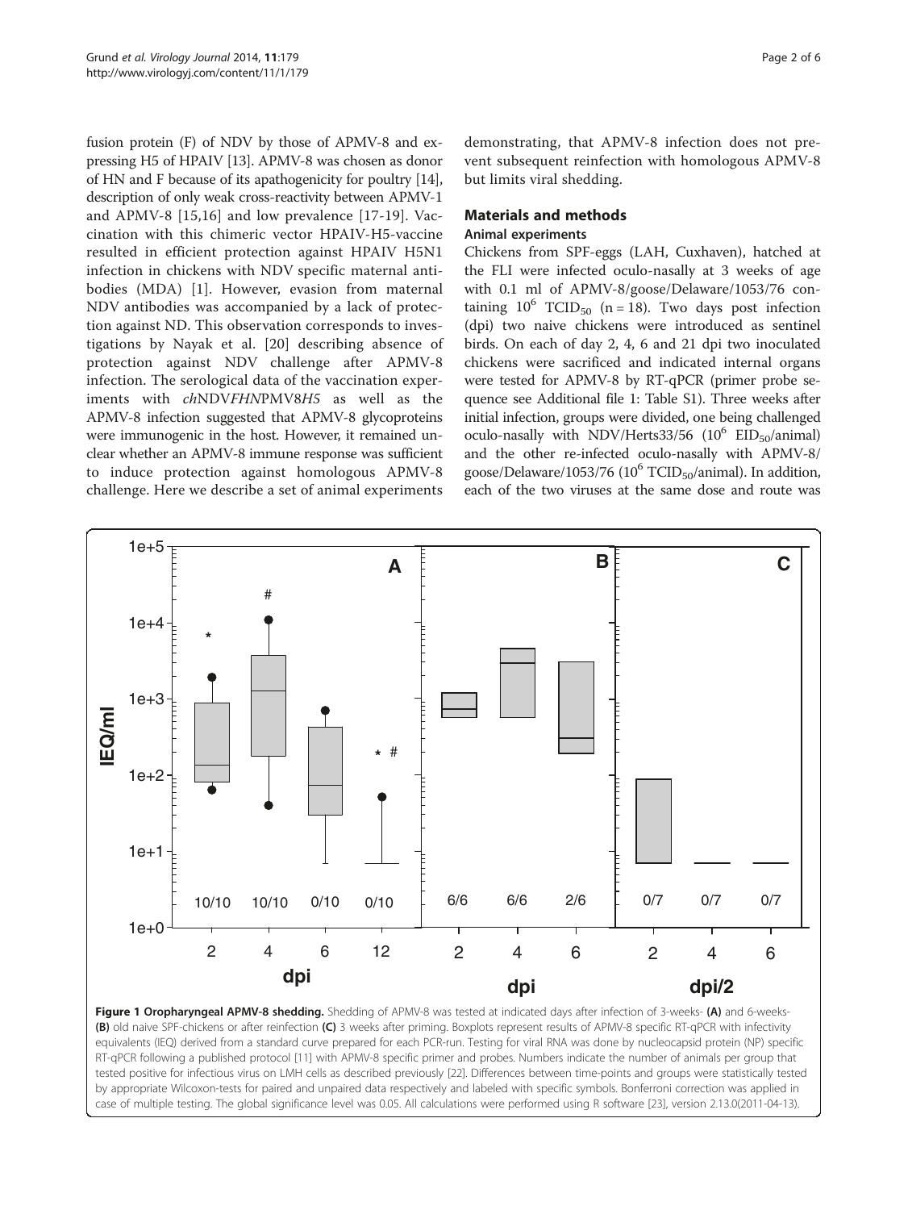fusion protein (F) of NDV by those of APMV-8 and expressing H5 of HPAIV [13]. APMV-8 was chosen as donor of HN and F because of its apathogenicity for poultry [14], description of only weak cross-reactivity between APMV-1 and APMV-8 [15,16] and low prevalence [17-19]. Vaccination with this chimeric vector HPAIV-H5-vaccine resulted in efficient protection against HPAIV H5N1 infection in chickens with NDV specific maternal antibodies (MDA) [1]. However, evasion from maternal NDV antibodies was accompanied by a lack of protection against ND. This observation corresponds to investigations by Nayak et al. [20] describing absence of protection against NDV challenge after APMV-8 infection. The serological data of the vaccination experiments with *chNDVFHNPMV8H5* as well as the APMV-8 infection suggested that APMV-8 glycoproteins were immunogenic in the host. However, it remained unclear whether an APMV-8 immune response was sufficient to induce protection against homologous APMV-8 challenge. Here we describe a set of animal experiments demonstrating, that APMV-8 infection does not prevent subsequent reinfection with homologous APMV-8 but limits viral shedding.

## Materials and methods

### Animal experiments

Chickens from SPF-eggs (LAH, Cuxhaven), hatched at the FLI were infected oculo-nasally at 3 weeks of age with 0.1 ml of APMV-8/goose/Delaware/1053/76 containing $10^6$ $TCID_{50}$ (n = 18). Two days post infection (dpi) two naive chickens were introduced as sentinel birds. On each of day 2, 4, 6 and 21 dpi two inoculated chickens were sacrificed and indicated internal organs were tested for APMV-8 by RT-qPCR (primer probe sequence see Additional file 1: Table S1). Three weeks after initial infection, groups were divided, one being challenged oculo-nasally with NDV/Herts33/56 ($10^6$ $EID_{50}$/animal) and the other re-infected oculo-nasally with APMV-8/goose/Delaware/1053/76 ($10^6$ $TCID_{50}$/animal). In addition, each of the two viruses at the same dose and route was

**Figure 1 Oropharyngeal APMV-8 shedding.** Shedding of APMV-8 was tested at indicated days after infection of 3-weeks- **(A)** and 6-weeks- **(B)** old naive SPF-chickens or after reinfection **(C)** 3 weeks after priming. Boxplots represent results of APMV-8 specific RT-qPCR with infectivity equivalents (IEQ) derived from a standard curve prepared for each PCR-run. Testing for viral RNA was done by nucleocapsid protein (NP) specific RT-qPCR following a published protocol [11] with APMV-8 specific primer and probes. Numbers indicate the number of animals per group that tested positive for infectious virus on LMH cells as described previously [22]. Differences between time-points and groups were statistically tested by appropriate Wilcoxon-tests for paired and unpaired data respectively and labeled with specific symbols. Bonferroni correction was applied in case of multiple testing. The global significance level was 0.05. All calculations were performed using R software [23], version 2.13.0(2011-04-13).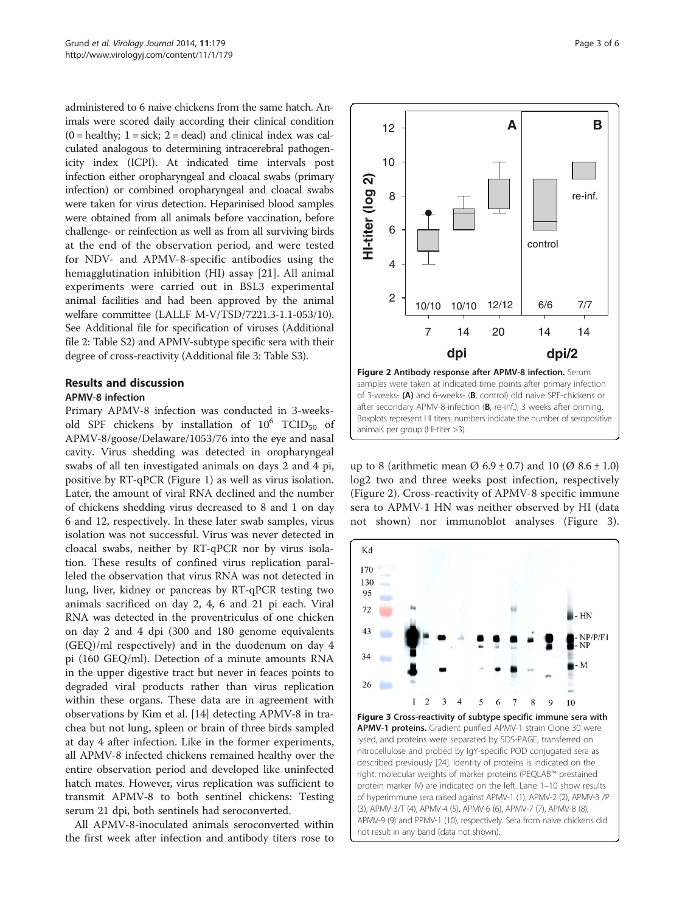administered to 6 naive chickens from the same hatch. Animals were scored daily according their clinical condition (0 = healthy; 1 = sick; 2 = dead) and clinical index was calculated analogous to determining intracerebral pathogenicity index (ICPI). At indicated time intervals post infection either oropharyngeal and cloacal swabs (primary infection) or combined oropharyngeal and cloacal swabs were taken for virus detection. Heparinised blood samples were obtained from all animals before vaccination, before challenge- or reinfection as well as from all surviving birds at the end of the observation period, and were tested for NDV- and APMV-8-specific antibodies using the hemagglutination inhibition (HI) assay [21]. All animal experiments were carried out in BSL3 experimental animal facilities and had been approved by the animal welfare committee (LALLF M-V/TSD/7221.3-1.1-053/10). See Additional file for specification of viruses (Additional file 2: Table S2) and APMV-subtype specific sera with their degree of cross-reactivity (Additional file 3: Table S3).

## Results and discussion

### APMV-8 infection

Primary APMV-8 infection was conducted in 3-weeks-old SPF chickens by installation of $10^6$ $TCID_{50}$ of APMV-8/goose/Delaware/1053/76 into the eye and nasal cavity. Virus shedding was detected in oropharyngeal swabs of all ten investigated animals on days 2 and 4 pi, positive by RT-qPCR (Figure 1) as well as virus isolation. Later, the amount of viral RNA declined and the number of chickens shedding virus decreased to 8 and 1 on day 6 and 12, respectively. In these later swab samples, virus isolation was not successful. Virus was never detected in cloacal swabs, neither by RT-qPCR nor by virus isolation. These results of confined virus replication paralleled the observation that virus RNA was not detected in lung, liver, kidney or pancreas by RT-qPCR testing two animals sacrificed on day 2, 4, 6 and 21 pi each. Viral RNA was detected in the proventriculus of one chicken on day 2 and 4 dpi (300 and 180 genome equivalents (GEQ)/ml respectively) and in the duodenum on day 4 pi (160 GEQ/ml). Detection of a minute amounts RNA in the upper digestive tract but never in feaces points to degraded viral products rather than virus replication within these organs. These data are in agreement with observations by Kim et al. [14] detecting APMV-8 in trachea but not lung, spleen or brain of three birds sampled at day 4 after infection. Like in the former experiments, all APMV-8 infected chickens remained healthy over the entire observation period and developed like uninfected hatch mates. However, virus replication was sufficient to transmit APMV-8 to both sentinel chickens: Testing serum 21 dpi, both sentinels had seroconverted.

All APMV-8-inoculated animals seroconverted within the first week after infection and antibody titers rose to up to 8 (arithmetic mean Ø 6.9 ± 0.7) and 10 (Ø 8.6 ± 1.0) log2 two and three weeks post infection, respectively (Figure 2). Cross-reactivity of APMV-8 specific immune sera to APMV-1 HN was neither observed by HI (data not shown) nor immunoblot analyses (Figure 3).

**Figure 2 Antibody response after APMV-8 infection.** Serum samples were taken at indicated time points after primary infection of 3-weeks- (**A**) and 6-weeks- (**B**, control) old naive SPF-chickens or after secondary APMV-8-infection (**B**, re-inf.), 3 weeks after priming. Boxplots represent HI titers, numbers indicate the number of seropositive animals per group (HI-titer >3).

**Figure 3 Cross-reactivity of subtype specific immune sera with APMV-1 proteins.** Gradient purified APMV-1 strain Clone 30 were lysed, and proteins were separated by SDS-PAGE, transferred on nitrocellulose and probed by IgY-specific POD conjugated sera as described previously [24]. Identity of proteins is indicated on the right, molecular weights of marker proteins (PEQLAB™ prestained protein marker IV) are indicated on the left. Lane 1–10 show results of hyperimmune sera raised against APMV-1 (1), APMV-2 (2), APMV-3 /P (3), APMV-3/T (4), APMV-4 (5), APMV-6 (6), APMV-7 (7), APMV-8 (8), APMV-9 (9) and PPMV-1 (10), respectively. Sera from naive chickens did not result in any band (data not shown).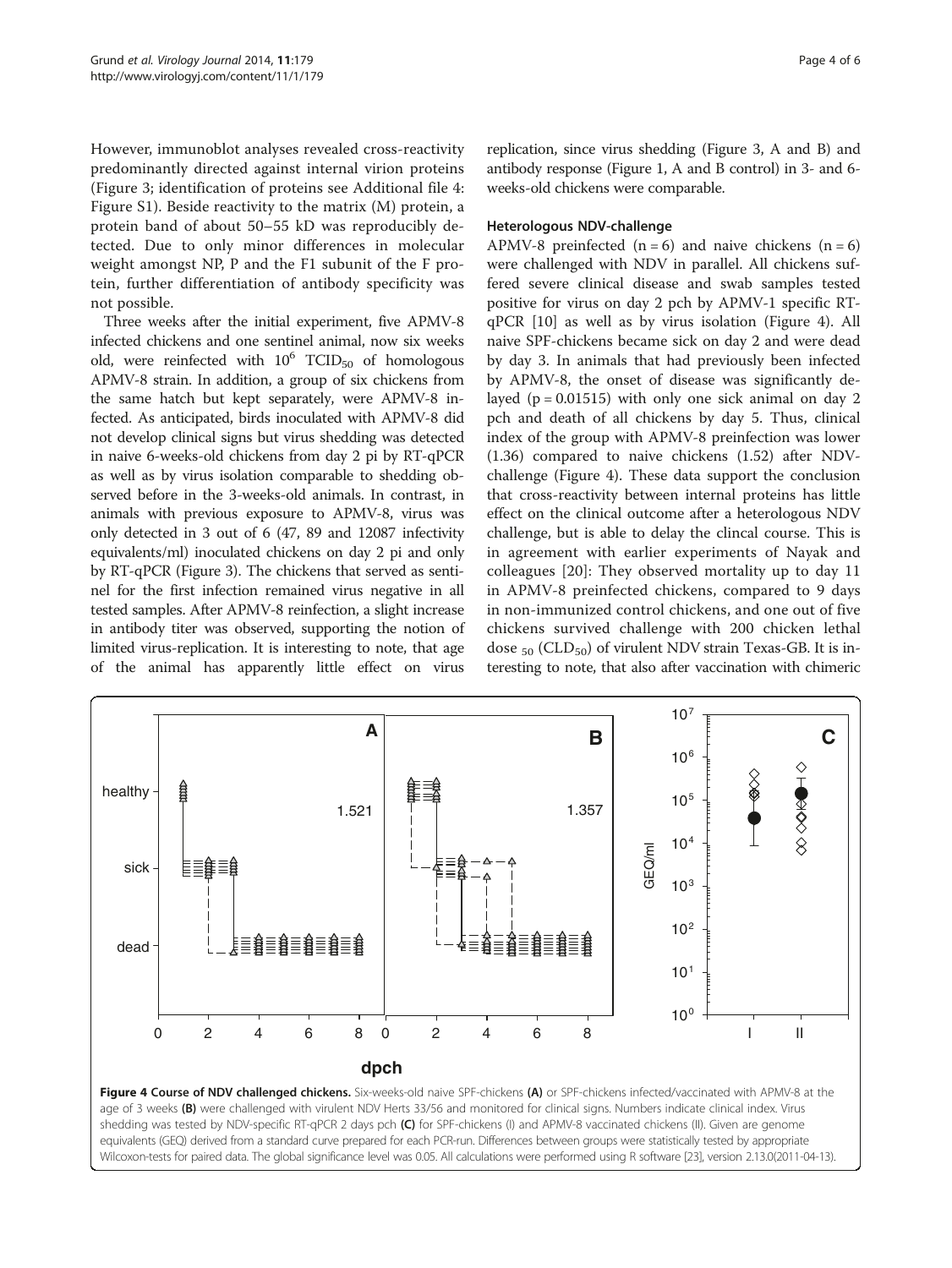However, immunoblot analyses revealed cross-reactivity predominantly directed against internal virion proteins (Figure 3; identification of proteins see Additional file 4: Figure S1). Beside reactivity to the matrix (M) protein, a protein band of about 50–55 kD was reproducibly detected. Due to only minor differences in molecular weight amongst NP, P and the F1 subunit of the F protein, further differentiation of antibody specificity was not possible.

Three weeks after the initial experiment, five APMV-8 infected chickens and one sentinel animal, now six weeks old, were reinfected with $10^6$ $TCID_{50}$ of homologous APMV-8 strain. In addition, a group of six chickens from the same hatch but kept separately, were APMV-8 infected. As anticipated, birds inoculated with APMV-8 did not develop clinical signs but virus shedding was detected in naive 6-weeks-old chickens from day 2 pi by RT-qPCR as well as by virus isolation comparable to shedding observed before in the 3-weeks-old animals. In contrast, in animals with previous exposure to APMV-8, virus was only detected in 3 out of 6 (47, 89 and 12087 infectivity equivalents/ml) inoculated chickens on day 2 pi and only by RT-qPCR (Figure 3). The chickens that served as sentinel for the first infection remained virus negative in all tested samples. After APMV-8 reinfection, a slight increase in antibody titer was observed, supporting the notion of limited virus-replication. It is interesting to note, that age of the animal has apparently little effect on virus replication, since virus shedding (Figure 3, A and B) and antibody response (Figure 1, A and B control) in 3- and 6-weeks-old chickens were comparable.

### Heterologous NDV-challenge

APMV-8 preinfected ($n = 6$) and naive chickens ($n = 6$) were challenged with NDV in parallel. All chickens suffered severe clinical disease and swab samples tested positive for virus on day 2 pch by APMV-1 specific RT-qPCR [10] as well as by virus isolation (Figure 4). All naive SPF-chickens became sick on day 2 and were dead by day 3. In animals that had previously been infected by APMV-8, the onset of disease was significantly delayed ($p = 0.01515$) with only one sick animal on day 2 pch and death of all chickens by day 5. Thus, clinical index of the group with APMV-8 preinfection was lower (1.36) compared to naive chickens (1.52) after NDV-challenge (Figure 4). These data support the conclusion that cross-reactivity between internal proteins has little effect on the clinical outcome after a heterologous NDV challenge, but is able to delay the clincal course. This is in agreement with earlier experiments of Nayak and colleagues [20]: They observed mortality up to day 11 in APMV-8 preinfected chickens, compared to 9 days in non-immunized control chickens, and one out of five chickens survived challenge with 200 chicken lethal dose $_{50}$ ($CLD_{50}$) of virulent NDV strain Texas-GB. It is interesting to note, that also after vaccination with chimeric

**Figure 4 Course of NDV challenged chickens.** Six-weeks-old naive SPF-chickens **(A)** or SPF-chickens infected/vaccinated with APMV-8 at the age of 3 weeks **(B)** were challenged with virulent NDV Herts 33/56 and monitored for clinical signs. Numbers indicate clinical index. Virus shedding was tested by NDV-specific RT-qPCR 2 days pch **(C)** for SPF-chickens (I) and APMV-8 vaccinated chickens (II). Given are genome equivalents (GEQ) derived from a standard curve prepared for each PCR-run. Differences between groups were statistically tested by appropriate Wilcoxon-tests for paired data. The global significance level was 0.05. All calculations were performed using R software [23], version 2.13.0(2011-04-13).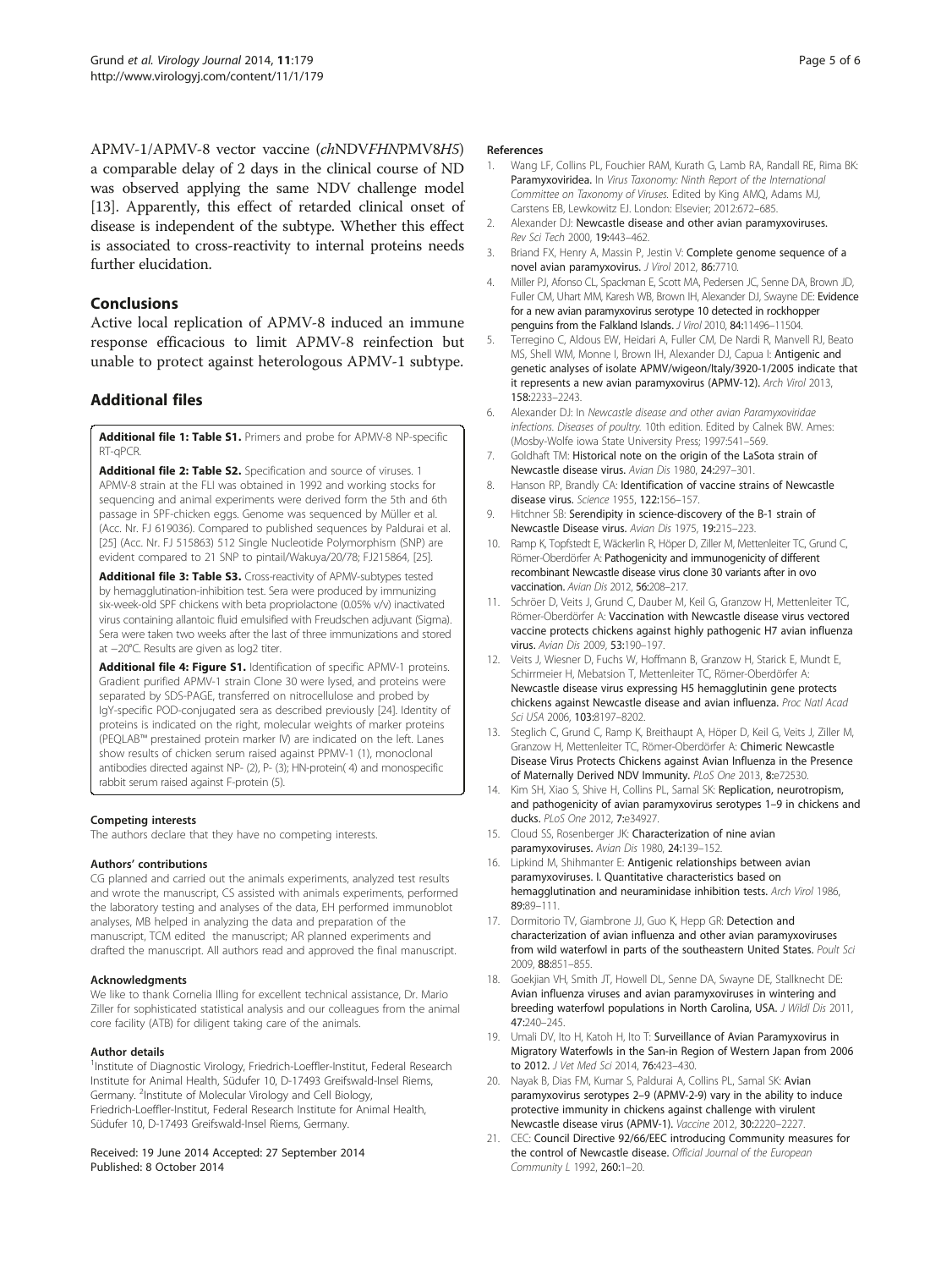APMV-1/APMV-8 vector vaccine (*chNDVFHNPMV8H5*) a comparable delay of 2 days in the clinical course of ND was observed applying the same NDV challenge model [13]. Apparently, this effect of retarded clinical onset of disease is independent of the subtype. Whether this effect is associated to cross-reactivity to internal proteins needs further elucidation.

## Conclusions

Active local replication of APMV-8 induced an immune response efficacious to limit APMV-8 reinfection but unable to protect against heterologous APMV-1 subtype.

## Additional files

**Additional file 1: Table S1.** Primers and probe for APMV-8 NP-specific RT-qPCR.

**Additional file 2: Table S2.** Specification and source of viruses. 1 APMV-8 strain at the FLI was obtained in 1992 and working stocks for sequencing and animal experiments were derived form the 5th and 6th passage in SPF-chicken eggs. Genome was sequenced by Müller et al. (Acc. Nr. FJ 619036). Compared to published sequences by Paldurai et al. [25] (Acc. Nr. FJ 515863) 512 Single Nucleotide Polymorphism (SNP) are evident compared to 21 SNP to pintail/Wakuya/20/78; FJ215864, [25].

**Additional file 3: Table S3.** Cross-reactivity of APMV-subtypes tested by hemagglutination-inhibition test. Sera were produced by immunizing six-week-old SPF chickens with beta propriolactone (0.05% v/v) inactivated virus containing allantoic fluid emulsified with Freudschen adjuvant (Sigma). Sera were taken two weeks after the last of three immunizations and stored at −20°C. Results are given as log2 titer.

**Additional file 4: Figure S1.** Identification of specific APMV-1 proteins. Gradient purified APMV-1 strain Clone 30 were lysed, and proteins were separated by SDS-PAGE, transferred on nitrocellulose and probed by IgY-specific POD-conjugated sera as described previously [24]. Identity of proteins is indicated on the right, molecular weights of marker proteins (PEQLAB™ prestained protein marker IV) are indicated on the left. Lanes show results of chicken serum raised against PPMV-1 (1), monoclonal antibodies directed against NP- (2), P- (3); HN-protein( 4) and monospecific rabbit serum raised against F-protein (5).

#### Competing interests

The authors declare that they have no competing interests.

#### Authors' contributions

CG planned and carried out the animals experiments, analyzed test results and wrote the manuscript, CS assisted with animals experiments, performed the laboratory testing and analyses of the data, EH performed immunoblot analyses, MB helped in analyzing the data and preparation of the manuscript, TCM edited the manuscript; AR planned experiments and drafted the manuscript. All authors read and approved the final manuscript.

#### Acknowledgments

We like to thank Cornelia Illing for excellent technical assistance, Dr. Mario Ziller for sophisticated statistical analysis and our colleagues from the animal core facility (ATB) for diligent taking care of the animals.

#### Author details

[1]Institute of Diagnostic Virology, Friedrich-Loeffler-Institut, Federal Research Institute for Animal Health, Südufer 10, D-17493 Greifswald-Insel Riems, Germany. [2]Institute of Molecular Virology and Cell Biology, Friedrich-Loeffler-Institut, Federal Research Institute for Animal Health, Südufer 10, D-17493 Greifswald-Insel Riems, Germany.

Received: 19 June 2014 Accepted: 27 September 2014
Published: 8 October 2014

#### References

1. Wang LF, Collins PL, Fouchier RAM, Kurath G, Lamb RA, Randall RE, Rima BK: **Paramyxoviridea.** In *Virus Taxonomy: Ninth Report of the International Committee on Taxonomy of Viruses.* Edited by King AMQ, Adams MJ, Carstens EB, Lewkowitz EJ. London: Elsevier; 2012:672–685.
2. Alexander DJ: **Newcastle disease and other avian paramyxoviruses.** *Rev Sci Tech* 2000, **19:**443–462.
3. Briand FX, Henry A, Massin P, Jestin V: **Complete genome sequence of a novel avian paramyxovirus.** *J Virol* 2012, **86:**7710.
4. Miller PJ, Afonso CL, Spackman E, Scott MA, Pedersen JC, Senne DA, Brown JD, Fuller CM, Uhart MM, Karesh WB, Brown IH, Alexander DJ, Swayne DE: **Evidence for a new avian paramyxovirus serotype 10 detected in rockhopper penguins from the Falkland Islands.** *J Virol* 2010, **84:**11496–11504.
5. Terregino C, Aldous EW, Heidari A, Fuller CM, De Nardi R, Manvell RJ, Beato MS, Shell WM, Monne I, Brown IH, Alexander DJ, Capua I: **Antigenic and genetic analyses of isolate APMV/wigeon/Italy/3920-1/2005 indicate that it represents a new avian paramyxovirus (APMV-12).** *Arch Virol* 2013, **158:**2233–2243.
6. Alexander DJ: In *Newcastle disease and other avian Paramyxoviridae infections. Diseases of poultry.* 10th edition. Edited by Calnek BW. Ames: (Mosby-Wolfe iowa State University Press; 1997:541–569.
7. Goldhaft TM: **Historical note on the origin of the LaSota strain of Newcastle disease virus.** *Avian Dis* 1980, **24:**297–301.
8. Hanson RP, Brandly CA: **Identification of vaccine strains of Newcastle disease virus.** *Science* 1955, **122:**156–157.
9. Hitchner SB: **Serendipity in science-discovery of the B-1 strain of Newcastle Disease virus.** *Avian Dis* 1975, **19:**215–223.
10. Ramp K, Topfstedt E, Wäckerlin R, Höper D, Ziller M, Mettenleiter TC, Grund C, Römer-Oberdörfer A: **Pathogenicity and immunogenicity of different recombinant Newcastle disease virus clone 30 variants after in ovo vaccination.** *Avian Dis* 2012, **56:**208–217.
11. Schröer D, Veits J, Grund C, Dauber M, Keil G, Granzow H, Mettenleiter TC, Römer-Oberdörfer A: **Vaccination with Newcastle disease virus vectored vaccine protects chickens against highly pathogenic H7 avian influenza virus.** *Avian Dis* 2009, **53:**190–197.
12. Veits J, Wiesner D, Fuchs W, Hoffmann B, Granzow H, Starick E, Mundt E, Schirrmeier H, Mebatsion T, Mettenleiter TC, Römer-Oberdörfer A: **Newcastle disease virus expressing H5 hemagglutinin gene protects chickens against Newcastle disease and avian influenza.** *Proc Natl Acad Sci USA* 2006, **103:**8197–8202.
13. Steglich C, Grund C, Ramp K, Breithaupt A, Höper D, Keil G, Veits J, Ziller M, Granzow H, Mettenleiter TC, Römer-Oberdörfer A: **Chimeric Newcastle Disease Virus Protects Chickens against Avian Influenza in the Presence of Maternally Derived NDV Immunity.** *PLoS One* 2013, **8:**e72530.
14. Kim SH, Xiao S, Shive H, Collins PL, Samal SK: **Replication, neurotropism, and pathogenicity of avian paramyxovirus serotypes 1–9 in chickens and ducks.** *PLoS One* 2012, **7:**e34927.
15. Cloud SS, Rosenberger JK: **Characterization of nine avian paramyxoviruses.** *Avian Dis* 1980, **24:**139–152.
16. Lipkind M, Shihmanter E: **Antigenic relationships between avian paramyxoviruses. I. Quantitative characteristics based on hemagglutination and neuraminidase inhibition tests.** *Arch Virol* 1986, **89:**89–111.
17. Dormitorio TV, Giambrone JJ, Guo K, Hepp GR: **Detection and characterization of avian influenza and other avian paramyxoviruses from wild waterfowl in parts of the southeastern United States.** *Poult Sci* 2009, **88:**851–855.
18. Goekjian VH, Smith JT, Howell DL, Senne DA, Swayne DE, Stallknecht DE: **Avian influenza viruses and avian paramyxoviruses in wintering and breeding waterfowl populations in North Carolina, USA.** *J Wildl Dis* 2011, **47:**240–245.
19. Umali DV, Ito H, Katoh H, Ito T: **Surveillance of Avian Paramyxovirus in Migratory Waterfowls in the San-in Region of Western Japan from 2006 to 2012.** *J Vet Med Sci* 2014, **76:**423–430.
20. Nayak B, Dias FM, Kumar S, Paldurai A, Collins PL, Samal SK: **Avian paramyxovirus serotypes 2–9 (APMV-2-9) vary in the ability to induce protective immunity in chickens against challenge with virulent Newcastle disease virus (APMV-1).** *Vaccine* 2012, **30:**2220–2227.
21. CEC: **Council Directive 92/66/EEC introducing Community measures for the control of Newcastle disease.** *Official Journal of the European Community L* 1992, **260:**1–20.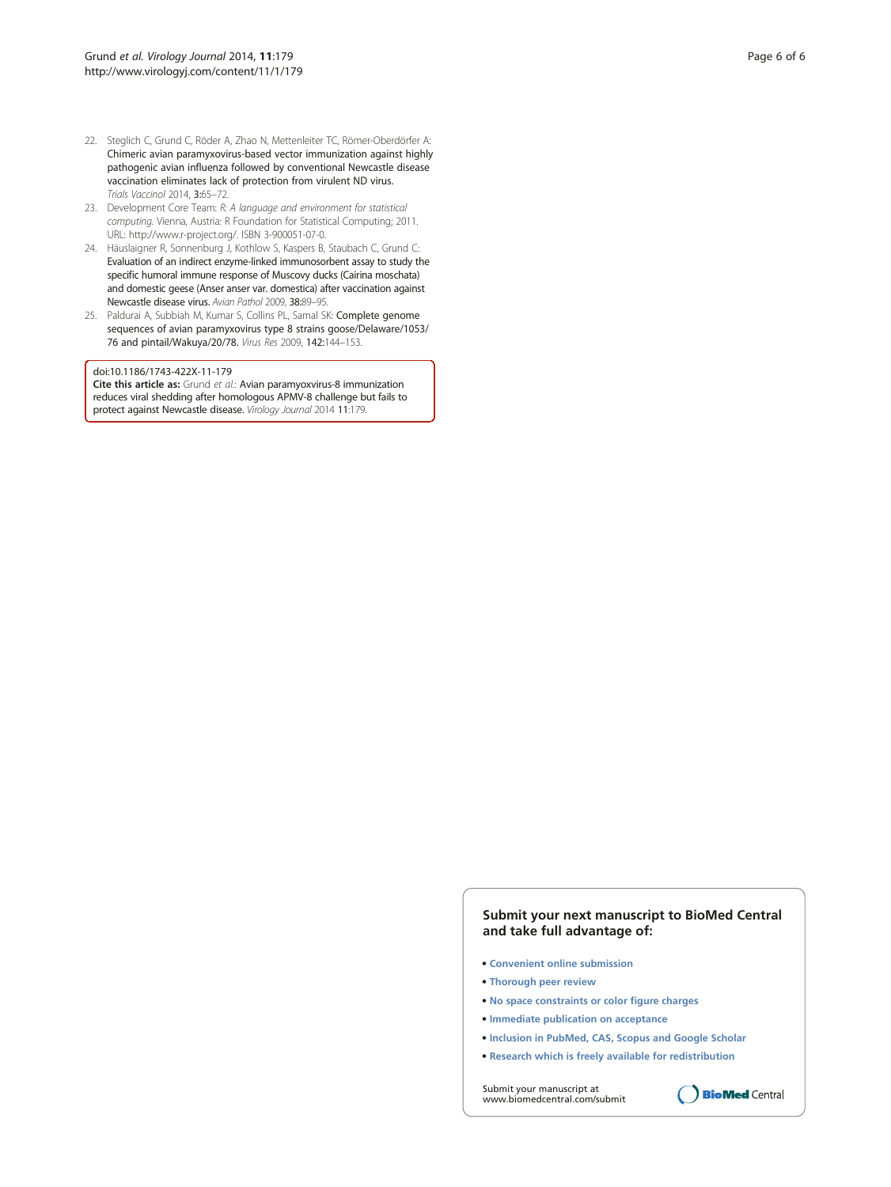22. Steglich C, Grund C, Röder A, Zhao N, Mettenleiter TC, Römer-Oberdörfer A: **Chimeric avian paramyxovirus-based vector immunization against highly pathogenic avian influenza followed by conventional Newcastle disease vaccination eliminates lack of protection from virulent ND virus.** *Trials Vaccinol* 2014, **3:**65–72.
23. Development Core Team: *R: A language and environment for statistical computing.* Vienna, Austria: R Foundation for Statistical Computing; 2011. URL: http://www.r-project.org/. ISBN 3-900051-07-0.
24. Häuslaigner R, Sonnenburg J, Kothlow S, Kaspers B, Staubach C, Grund C: **Evaluation of an indirect enzyme-linked immunosorbent assay to study the specific humoral immune response of Muscovy ducks (Cairina moschata) and domestic geese (Anser anser var. domestica) after vaccination against Newcastle disease virus.** *Avian Pathol* 2009, **38:**89–95.
25. Paldurai A, Subbiah M, Kumar S, Collins PL, Samal SK: **Complete genome sequences of avian paramyxovirus type 8 strains goose/Delaware/1053/76 and pintail/Wakuya/20/78.** *Virus Res* 2009, **142:**144–153.

doi:10.1186/1743-422X-11-179

**Cite this article as:** Grund *et al.*: Avian paramyoxvirus-8 immunization reduces viral shedding after homologous APMV-8 challenge but fails to protect against Newcastle disease. *Virology Journal* 2014 **11**:179.

**Submit your next manuscript to BioMed Central and take full advantage of:**

- **Convenient online submission**
- **Thorough peer review**
- **No space constraints or color figure charges**
- **Immediate publication on acceptance**
- **Inclusion in PubMed, CAS, Scopus and Google Scholar**
- **Research which is freely available for redistribution**

Submit your manuscript at
www.biomedcentral.com/submit

BioMed Central